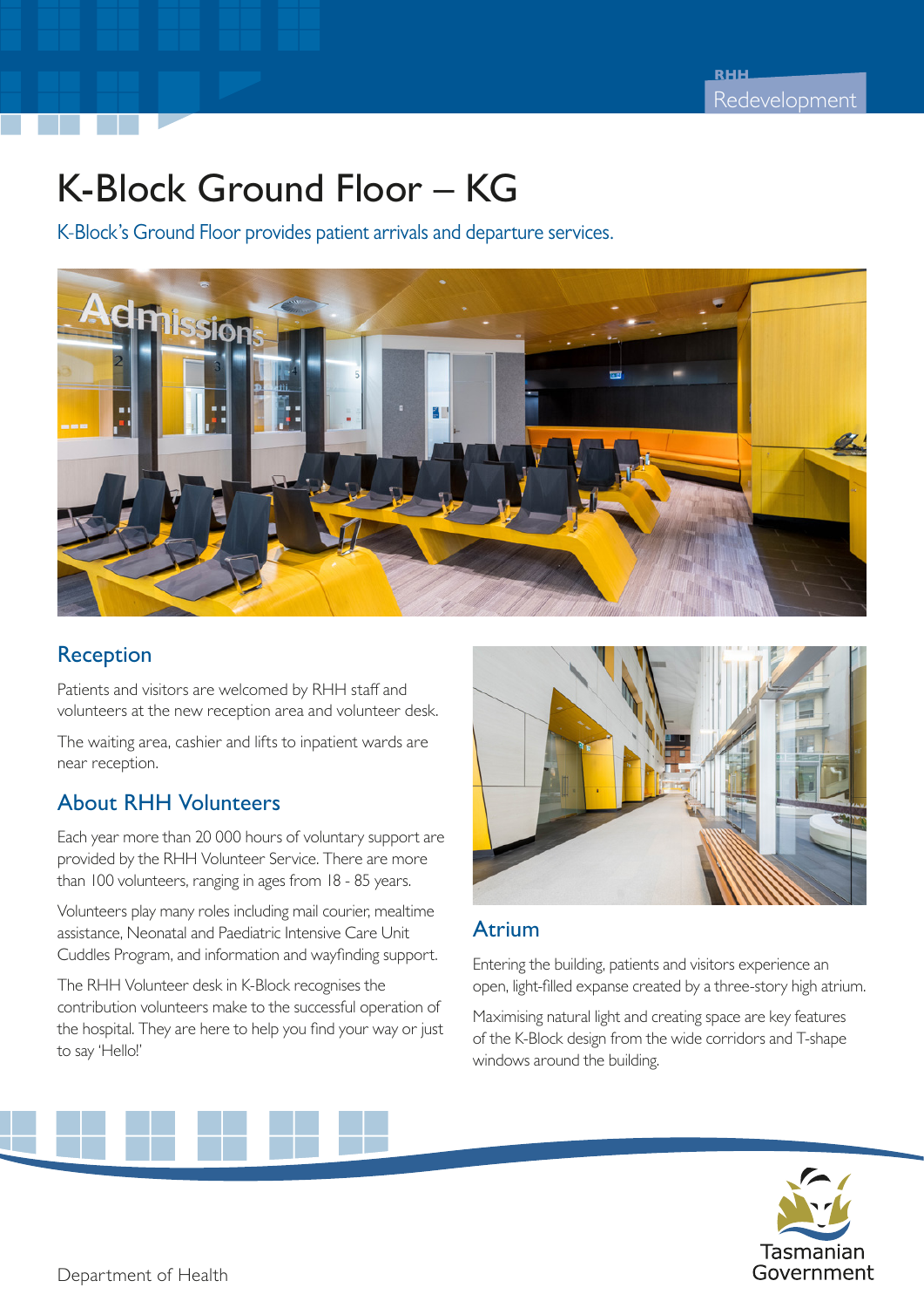# K-Block Ground Floor – KG

K-Block's Ground Floor provides patient arrivals and departure services.

## Reception

Patients and visitors are welcomed by RHH staff and volunteers at the new reception area and volunteer desk.

The waiting area, cashier and lifts to inpatient wards are near reception.

## About RHH Volunteers

Each year more than 20 000 hours of voluntary support are provided by the RHH Volunteer Service. There are more than 100 volunteers, ranging in ages from 18 - 85 years.

Volunteers play many roles including mail courier, mealtime assistance, Neonatal and Paediatric Intensive Care Unit Cuddles Program, and information and wayfinding support.

The RHH Volunteer desk in K-Block recognises the contribution volunteers make to the successful operation of the hospital. They are here to help you find your way or just to say 'Hello!'

## Atrium

Entering the building, patients and visitors experience an open, light-filled expanse created by a three-story high atrium.

Maximising natural light and creating space are key features of the K-Block design from the wide corridors and T-shape windows around the building.

Department of Health

Tasmanian Government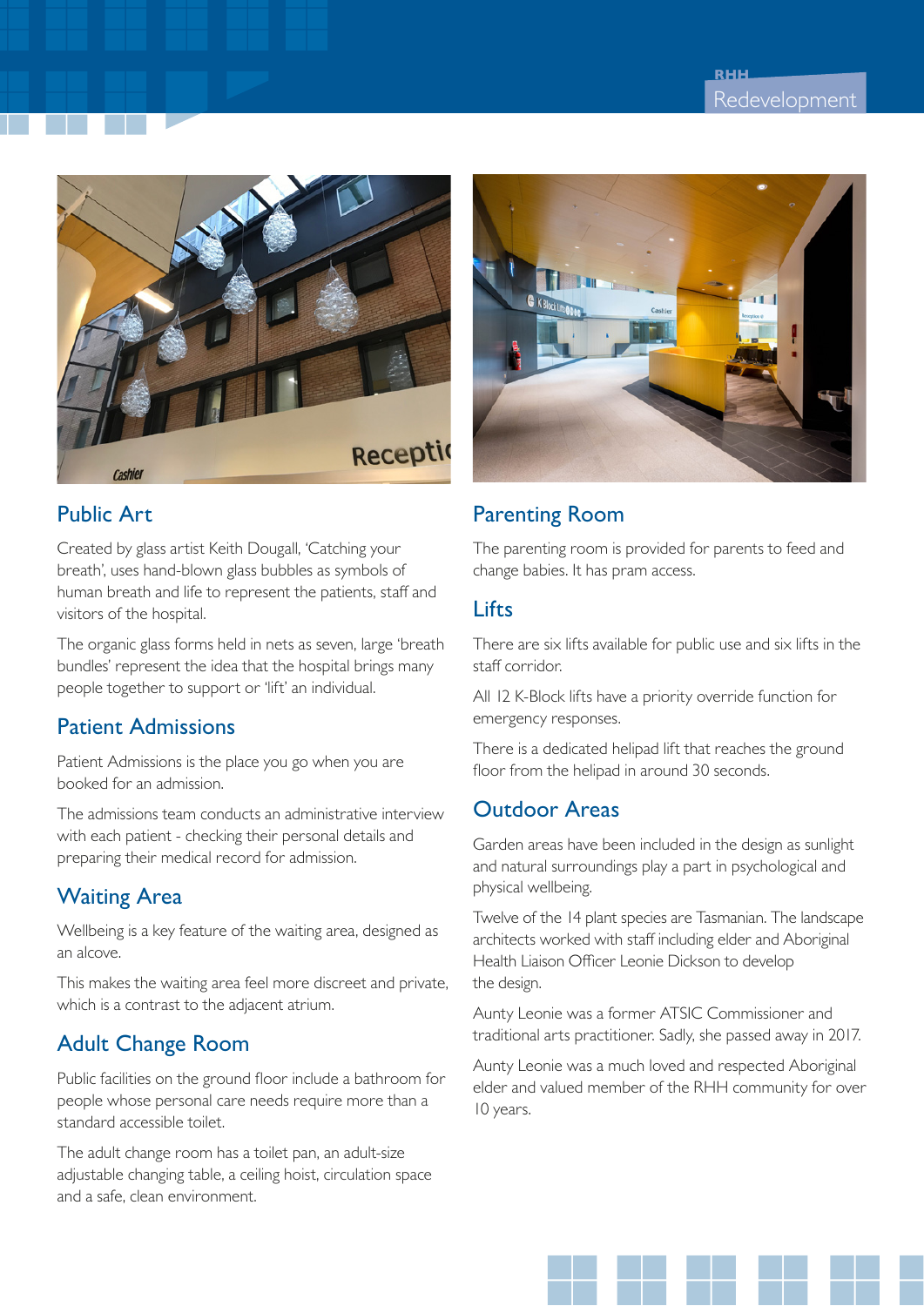## Public Art

Created by glass artist Keith Dougall, 'Catching your breath', uses hand-blown glass bubbles as symbols of human breath and life to represent the patients, staff and visitors of the hospital.

The organic glass forms held in nets as seven, large 'breath bundles' represent the idea that the hospital brings many people together to support or 'lift' an individual.

## Patient Admissions

Patient Admissions is the place you go when you are booked for an admission.

The admissions team conducts an administrative interview with each patient - checking their personal details and preparing their medical record for admission.

## Waiting Area

Wellbeing is a key feature of the waiting area, designed as an alcove.

This makes the waiting area feel more discreet and private, which is a contrast to the adjacent atrium.

## Adult Change Room

Public facilities on the ground floor include a bathroom for people whose personal care needs require more than a standard accessible toilet.

The adult change room has a toilet pan, an adult-size adjustable changing table, a ceiling hoist, circulation space and a safe, clean environment.

## Parenting Room

The parenting room is provided for parents to feed and change babies. It has pram access.

## Lifts

There are six lifts available for public use and six lifts in the staff corridor.

All 12 K-Block lifts have a priority override function for emergency responses.

There is a dedicated helipad lift that reaches the ground floor from the helipad in around 30 seconds.

## Outdoor Areas

Garden areas have been included in the design as sunlight and natural surroundings play a part in psychological and physical wellbeing.

Twelve of the 14 plant species are Tasmanian. The landscape architects worked with staff including elder and Aboriginal Health Liaison Officer Leonie Dickson to develop the design.

Aunty Leonie was a former ATSIC Commissioner and traditional arts practitioner. Sadly, she passed away in 2017.

Aunty Leonie was a much loved and respected Aboriginal elder and valued member of the RHH community for over 10 years.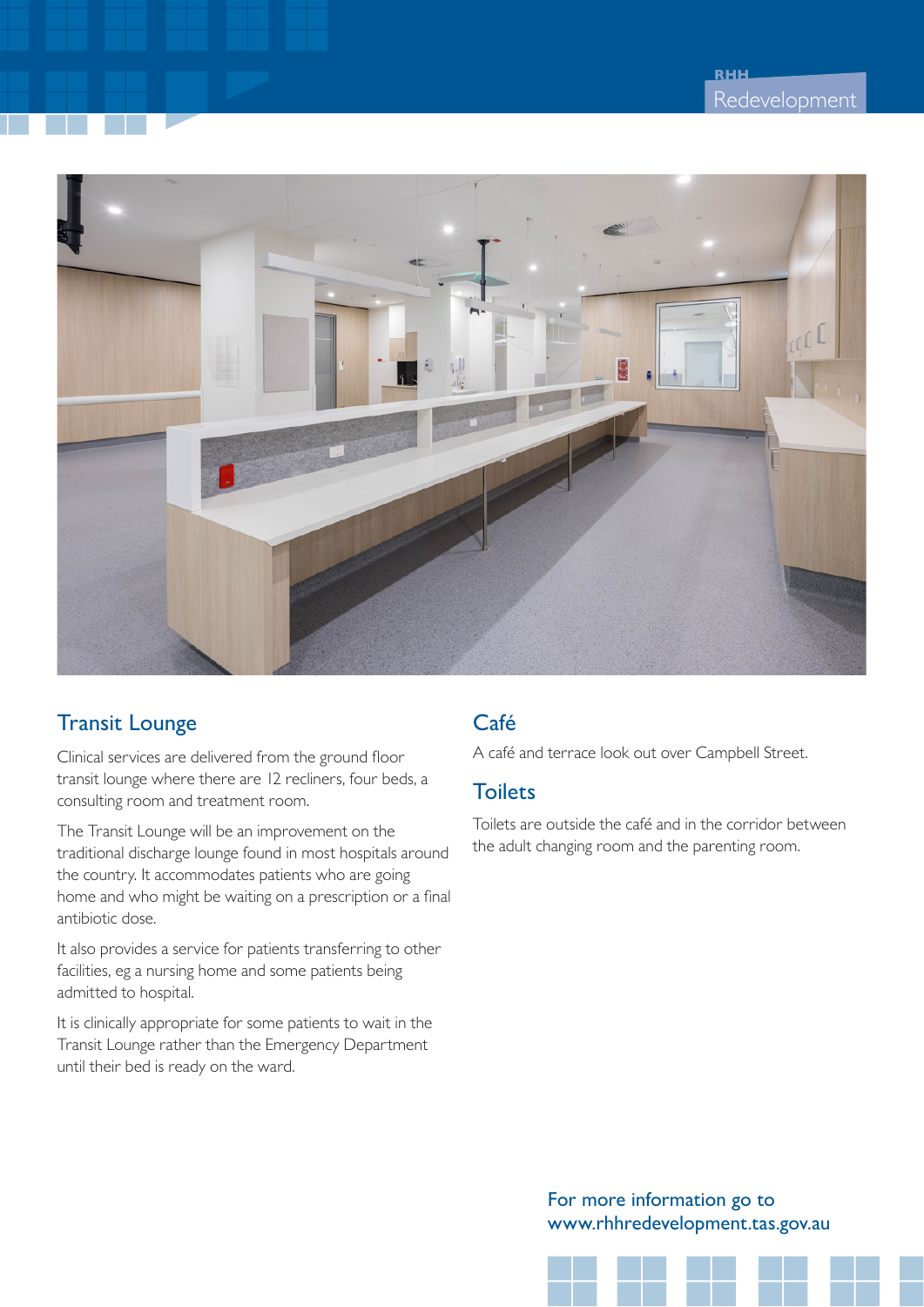## Transit Lounge

Clinical services are delivered from the ground floor transit lounge where there are 12 recliners, four beds, a consulting room and treatment room.

The Transit Lounge will be an improvement on the traditional discharge lounge found in most hospitals around the country. It accommodates patients who are going home and who might be waiting on a prescription or a final antibiotic dose.

It also provides a service for patients transferring to other facilities, eg a nursing home and some patients being admitted to hospital.

It is clinically appropriate for some patients to wait in the Transit Lounge rather than the Emergency Department until their bed is ready on the ward.

## Café

A café and terrace look out over Campbell Street.

## Toilets

Toilets are outside the café and in the corridor between the adult changing room and the parenting room.

For more information go to
www.rhhredevelopment.tas.gov.au